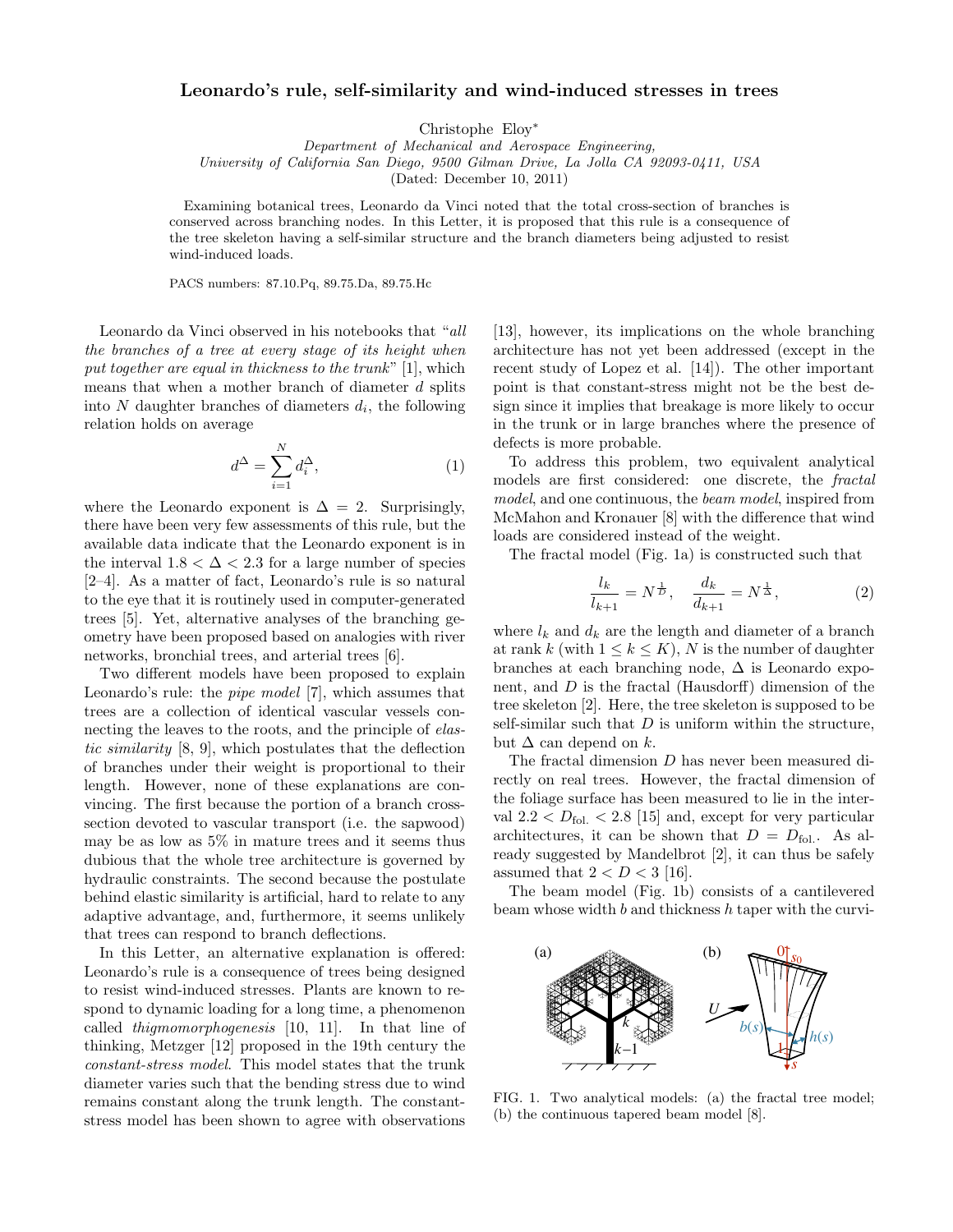# Leonardo's rule, self-similarity and wind-induced stresses in trees

Christophe Eloy*

*Department of Mechanical and Aerospace Engineering, University of California San Diego, 9500 Gilman Drive, La Jolla CA 92093-0411, USA*

(Dated: December 10, 2011)

Examining botanical trees, Leonardo da Vinci noted that the total cross-section of branches is conserved across branching nodes. In this Letter, it is proposed that this rule is a consequence of the tree skeleton having a self-similar structure and the branch diameters being adjusted to resist wind-induced loads.

PACS numbers: 87.10.Pq, 89.75.Da, 89.75.Hc

Leonardo da Vinci observed in his notebooks that "*all the branches of a tree at every stage of its height when put together are equal in thickness to the trunk*" [1], which means that when a mother branch of diameter $d$ splits into $N$ daughter branches of diameters $d_i$, the following relation holds on average

$$d^{\Delta} = \sum_{i=1}^{N} d_i^{\Delta}, \tag{1}$$

where the Leonardo exponent is $\Delta = 2$. Surprisingly, there have been very few assessments of this rule, but the available data indicate that the Leonardo exponent is in the interval $1.8 < \Delta < 2.3$ for a large number of species [2–4]. As a matter of fact, Leonardo's rule is so natural to the eye that it is routinely used in computer-generated trees [5]. Yet, alternative analyses of the branching geometry have been proposed based on analogies with river networks, bronchial trees, and arterial trees [6].

Two different models have been proposed to explain Leonardo's rule: the *pipe model* [7], which assumes that trees are a collection of identical vascular vessels connecting the leaves to the roots, and the principle of *elastic similarity* [8, 9], which postulates that the deflection of branches under their weight is proportional to their length. However, none of these explanations are convincing. The first because the portion of a branch cross-section devoted to vascular transport (i.e. the sapwood) may be as low as 5% in mature trees and it seems thus dubious that the whole tree architecture is governed by hydraulic constraints. The second because the postulate behind elastic similarity is artificial, hard to relate to any adaptive advantage, and, furthermore, it seems unlikely that trees can respond to branch deflections.

In this Letter, an alternative explanation is offered: Leonardo's rule is a consequence of trees being designed to resist wind-induced stresses. Plants are known to respond to dynamic loading for a long time, a phenomenon called *thigmomorphogenesis* [10, 11]. In that line of thinking, Metzger [12] proposed in the 19th century the *constant-stress model*. This model states that the trunk diameter varies such that the bending stress due to wind remains constant along the trunk length. The constant-stress model has been shown to agree with observations [13], however, its implications on the whole branching architecture has not yet been addressed (except in the recent study of Lopez et al. [14]). The other important point is that constant-stress might not be the best design since it implies that breakage is more likely to occur in the trunk or in large branches where the presence of defects is more probable.

To address this problem, two equivalent analytical models are first considered: one discrete, the *fractal model*, and one continuous, the *beam model*, inspired from McMahon and Kronauer [8] with the difference that wind loads are considered instead of the weight.

The fractal model (Fig. 1a) is constructed such that

$$\frac{l_k}{l_{k+1}} = N^{\frac{1}{D}}, \quad \frac{d_k}{d_{k+1}} = N^{\frac{1}{\Delta}}, \tag{2}$$

where $l_k$ and $d_k$ are the length and diameter of a branch at rank $k$ (with $1 \le k \le K$), $N$ is the number of daughter branches at each branching node, $\Delta$ is Leonardo exponent, and $D$ is the fractal (Hausdorff) dimension of the tree skeleton [2]. Here, the tree skeleton is supposed to be self-similar such that $D$ is uniform within the structure, but $\Delta$ can depend on $k$.

The fractal dimension $D$ has never been measured directly on real trees. However, the fractal dimension of the foliage surface has been measured to lie in the interval $2.2 < D_{\text{fol.}} < 2.8$ [15] and, except for very particular architectures, it can be shown that $D = D_{\text{fol.}}$. As already suggested by Mandelbrot [2], it can thus be safely assumed that $2 < D < 3$ [16].

The beam model (Fig. 1b) consists of a cantilevered beam whose width $b$ and thickness $h$ taper with the curvi-

FIG. 1. Two analytical models: (a) the fractal tree model; (b) the continuous tapered beam model [8].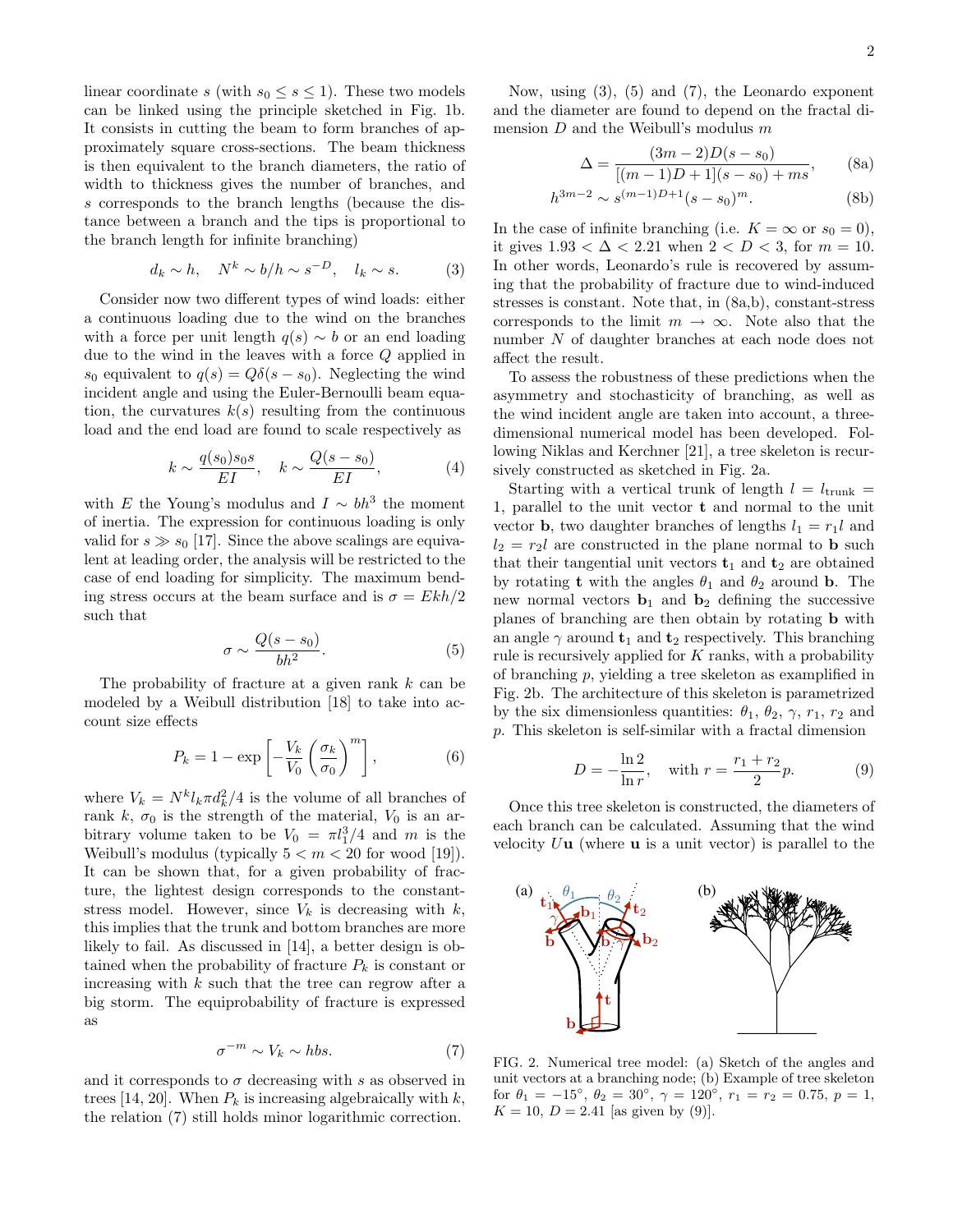linear coordinate $s$ (with $s_0 \le s \le 1$). These two models can be linked using the principle sketched in Fig. 1b. It consists in cutting the beam to form branches of approximately square cross-sections. The beam thickness is then equivalent to the branch diameters, the ratio of width to thickness gives the number of branches, and $s$ corresponds to the branch lengths (because the distance between a branch and the tips is proportional to the branch length for infinite branching)

$$d_k \sim h, \quad N^k \sim b/h \sim s^{-D}, \quad l_k \sim s. \tag{3}$$

Consider now two different types of wind loads: either a continuous loading due to the wind on the branches with a force per unit length $q(s) \sim b$ or an end loading due to the wind in the leaves with a force $Q$ applied in $s_0$ equivalent to $q(s) = Q\delta(s - s_0)$. Neglecting the wind incident angle and using the Euler-Bernoulli beam equation, the curvatures $k(s)$ resulting from the continuous load and the end load are found to scale respectively as

$$k \sim \frac{q(s_0)s_0 s}{EI}, \quad k \sim \frac{Q(s - s_0)}{EI}, \tag{4}$$

with $E$ the Young's modulus and $I \sim bh^3$ the moment of inertia. The expression for continuous loading is only valid for $s \gg s_0$ [17]. Since the above scalings are equivalent at leading order, the analysis will be restricted to the case of end loading for simplicity. The maximum bending stress occurs at the beam surface and is $\sigma = Ekh/2$ such that

$$\sigma \sim \frac{Q(s - s_0)}{bh^2}. \tag{5}$$

The probability of fracture at a given rank $k$ can be modeled by a Weibull distribution [18] to take into account size effects

$$P_k = 1 - \exp\left[-\frac{V_k}{V_0}\left(\frac{\sigma_k}{\sigma_0}\right)^m\right], \tag{6}$$

where $V_k = N^k l_k \pi d_k^2/4$ is the volume of all branches of rank $k$, $\sigma_0$ is the strength of the material, $V_0$ is an arbitrary volume taken to be $V_0 = \pi l_1^3/4$ and $m$ is the Weibull's modulus (typically $5 < m < 20$ for wood [19]). It can be shown that, for a given probability of fracture, the lightest design corresponds to the constant-stress model. However, since $V_k$ is decreasing with $k$, this implies that the trunk and bottom branches are more likely to fail. As discussed in [14], a better design is obtained when the probability of fracture $P_k$ is constant or increasing with $k$ such that the tree can regrow after a big storm. The equiprobability of fracture is expressed as

$$\sigma^{-m} \sim V_k \sim hbs. \tag{7}$$

and it corresponds to $\sigma$ decreasing with $s$ as observed in trees [14, 20]. When $P_k$ is increasing algebraically with $k$, the relation (7) still holds minor logarithmic correction.

Now, using (3), (5) and (7), the Leonardo exponent and the diameter are found to depend on the fractal dimension $D$ and the Weibull's modulus $m$

$$\Delta = \frac{(3m-2)D(s - s_0)}{[(m-1)D + 1](s - s_0) + ms}, \tag{8a}$$

$$h^{3m-2} \sim s^{(m-1)D+1}(s - s_0)^m. \tag{8b}$$

In the case of infinite branching (i.e. $K = \infty$ or $s_0 = 0$), it gives $1.93 < \Delta < 2.21$ when $2 < D < 3$, for $m = 10$. In other words, Leonardo's rule is recovered by assuming that the probability of fracture due to wind-induced stresses is constant. Note that, in (8a,b), constant-stress corresponds to the limit $m \to \infty$. Note also that the number $N$ of daughter branches at each node does not affect the result.

To assess the robustness of these predictions when the asymmetry and stochasticity of branching, as well as the wind incident angle are taken into account, a three-dimensional numerical model has been developed. Following Niklas and Kerchner [21], a tree skeleton is recursively constructed as sketched in Fig. 2a.

Starting with a vertical trunk of length $l = l_{\text{trunk}} = 1$, parallel to the unit vector $\mathbf{t}$ and normal to the unit vector $\mathbf{b}$, two daughter branches of lengths $l_1 = r_1 l$ and $l_2 = r_2 l$ are constructed in the plane normal to $\mathbf{b}$ such that their tangential unit vectors $\mathbf{t}_1$ and $\mathbf{t}_2$ are obtained by rotating $\mathbf{t}$ with the angles $\theta_1$ and $\theta_2$ around $\mathbf{b}$. The new normal vectors $\mathbf{b}_1$ and $\mathbf{b}_2$ defining the successive planes of branching are then obtain by rotating $\mathbf{b}$ with an angle $\gamma$ around $\mathbf{t}_1$ and $\mathbf{t}_2$ respectively. This branching rule is recursively applied for $K$ ranks, with a probability of branching $p$, yielding a tree skeleton as examplified in Fig. 2b. The architecture of this skeleton is parametrized by the six dimensionless quantities: $\theta_1$, $\theta_2$, $\gamma$, $r_1$, $r_2$ and $p$. This skeleton is self-similar with a fractal dimension

$$D = -\frac{\ln 2}{\ln r}, \quad \text{with } r = \frac{r_1 + r_2}{2}p. \tag{9}$$

Once this tree skeleton is constructed, the diameters of each branch can be calculated. Assuming that the wind velocity $U\mathbf{u}$ (where $\mathbf{u}$ is a unit vector) is parallel to the

FIG. 2. Numerical tree model: (a) Sketch of the angles and unit vectors at a branching node; (b) Example of tree skeleton for $\theta_1 = -15°$, $\theta_2 = 30°$, $\gamma = 120°$, $r_1 = r_2 = 0.75$, $p = 1$, $K = 10$, $D = 2.41$ [as given by (9)].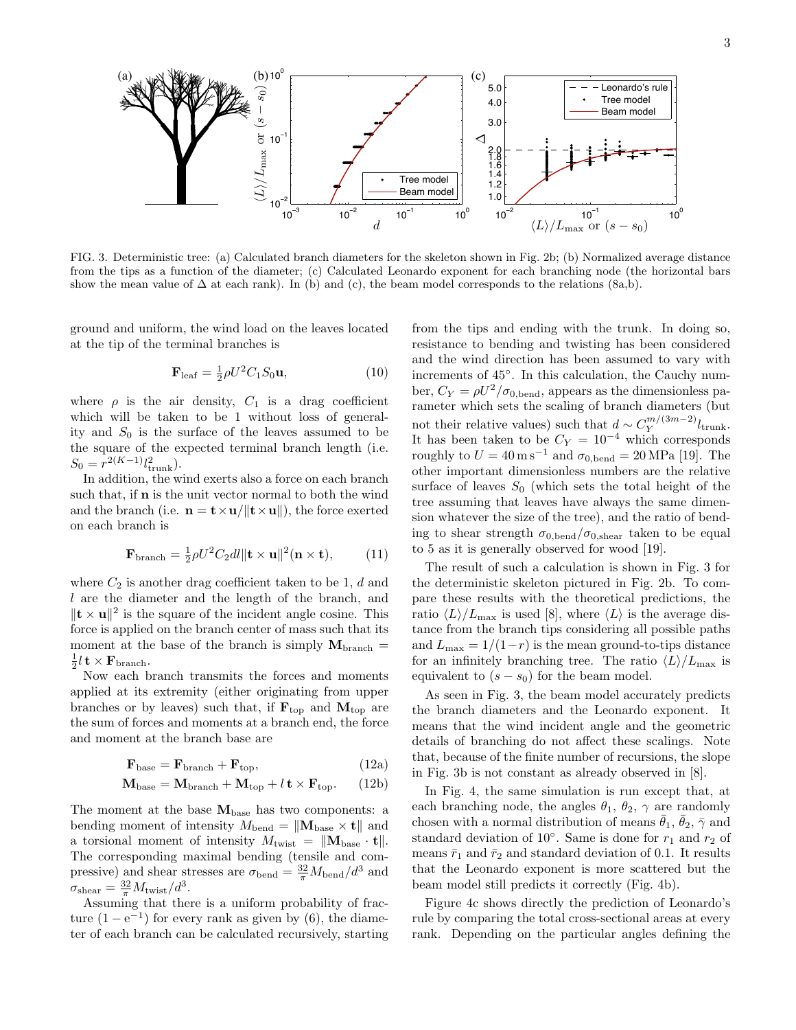FIG. 3. Deterministic tree: (a) Calculated branch diameters for the skeleton shown in Fig. 2b; (b) Normalized average distance from the tips as a function of the diameter; (c) Calculated Leonardo exponent for each branching node (the horizontal bars show the mean value of $\Delta$ at each rank). In (b) and (c), the beam model corresponds to the relations (8a,b).

ground and uniform, the wind load on the leaves located at the tip of the terminal branches is

$$\mathbf{F}_{\text{leaf}} = \tfrac{1}{2}\rho U^2 C_1 S_0 \mathbf{u}, \tag{10}$$

where $\rho$ is the air density, $C_1$ is a drag coefficient which will be taken to be 1 without loss of generality and $S_0$ is the surface of the leaves assumed to be the square of the expected terminal branch length (i.e. $S_0 = r^{2(K-1)} l_{\text{trunk}}^2$).

In addition, the wind exerts also a force on each branch such that, if $\mathbf{n}$ is the unit vector normal to both the wind and the branch (i.e. $\mathbf{n} = \mathbf{t}\times\mathbf{u}/\|\mathbf{t}\times\mathbf{u}\|$), the force exerted on each branch is

$$\mathbf{F}_{\text{branch}} = \tfrac{1}{2}\rho U^2 C_2 dl \|\mathbf{t}\times\mathbf{u}\|^2 (\mathbf{n}\times\mathbf{t}), \tag{11}$$

where $C_2$ is another drag coefficient taken to be 1, $d$ and $l$ are the diameter and the length of the branch, and $\|\mathbf{t}\times\mathbf{u}\|^2$ is the square of the incident angle cosine. This force is applied on the branch center of mass such that its moment at the base of the branch is simply $\mathbf{M}_{\text{branch}} = \frac{1}{2} l\, \mathbf{t}\times\mathbf{F}_{\text{branch}}$.

Now each branch transmits the forces and moments applied at its extremity (either originating from upper branches or by leaves) such that, if $\mathbf{F}_{\text{top}}$ and $\mathbf{M}_{\text{top}}$ are the sum of forces and moments at a branch end, the force and moment at the branch base are

$$\mathbf{F}_{\text{base}} = \mathbf{F}_{\text{branch}} + \mathbf{F}_{\text{top}}, \tag{12a}$$

$$\mathbf{M}_{\text{base}} = \mathbf{M}_{\text{branch}} + \mathbf{M}_{\text{top}} + l\,\mathbf{t}\times\mathbf{F}_{\text{top}}. \tag{12b}$$

The moment at the base $\mathbf{M}_{\text{base}}$ has two components: a bending moment of intensity $M_{\text{bend}} = \|\mathbf{M}_{\text{base}}\times\mathbf{t}\|$ and a torsional moment of intensity $M_{\text{twist}} = \|\mathbf{M}_{\text{base}}\cdot\mathbf{t}\|$. The corresponding maximal bending (tensile and compressive) and shear stresses are $\sigma_{\text{bend}} = \frac{32}{\pi} M_{\text{bend}}/d^3$ and $\sigma_{\text{shear}} = \frac{32}{\pi} M_{\text{twist}}/d^3$.

Assuming that there is a uniform probability of fracture $(1-\mathrm{e}^{-1})$ for every rank as given by (6), the diameter of each branch can be calculated recursively, starting from the tips and ending with the trunk. In doing so, resistance to bending and twisting has been considered and the wind direction has been assumed to vary with increments of 45°. In this calculation, the Cauchy number, $C_Y = \rho U^2/\sigma_{0,\text{bend}}$, appears as the dimensionless parameter which sets the scaling of branch diameters (but not their relative values) such that $d \sim C_Y^{m/(3m-2)} l_{\text{trunk}}$. It has been taken to be $C_Y = 10^{-4}$ which corresponds roughly to $U = 40\,\mathrm{m\,s^{-1}}$ and $\sigma_{0,\text{bend}} = 20\,\mathrm{MPa}$ [19]. The other important dimensionless numbers are the relative surface of leaves $S_0$ (which sets the total height of the tree assuming that leaves have always the same dimension whatever the size of the tree), and the ratio of bending to shear strength $\sigma_{0,\text{bend}}/\sigma_{0,\text{shear}}$ taken to be equal to 5 as it is generally observed for wood [19].

The result of such a calculation is shown in Fig. 3 for the deterministic skeleton pictured in Fig. 2b. To compare these results with the theoretical predictions, the ratio $\langle L\rangle/L_{\max}$ is used [8], where $\langle L\rangle$ is the average distance from the branch tips considering all possible paths and $L_{\max} = 1/(1-r)$ is the mean ground-to-tips distance for an infinitely branching tree. The ratio $\langle L\rangle/L_{\max}$ is equivalent to $(s-s_0)$ for the beam model.

As seen in Fig. 3, the beam model accurately predicts the branch diameters and the Leonardo exponent. It means that the wind incident angle and the geometric details of branching do not affect these scalings. Note that, because of the finite number of recursions, the slope in Fig. 3b is not constant as already observed in [8].

In Fig. 4, the same simulation is run except that, at each branching node, the angles $\theta_1$, $\theta_2$, $\gamma$ are randomly chosen with a normal distribution of means $\bar\theta_1$, $\bar\theta_2$, $\bar\gamma$ and standard deviation of 10°. Same is done for $r_1$ and $r_2$ of means $\bar r_1$ and $\bar r_2$ and standard deviation of 0.1. It results that the Leonardo exponent is more scattered but the beam model still predicts it correctly (Fig. 4b).

Figure 4c shows directly the prediction of Leonardo's rule by comparing the total cross-sectional areas at every rank. Depending on the particular angles defining the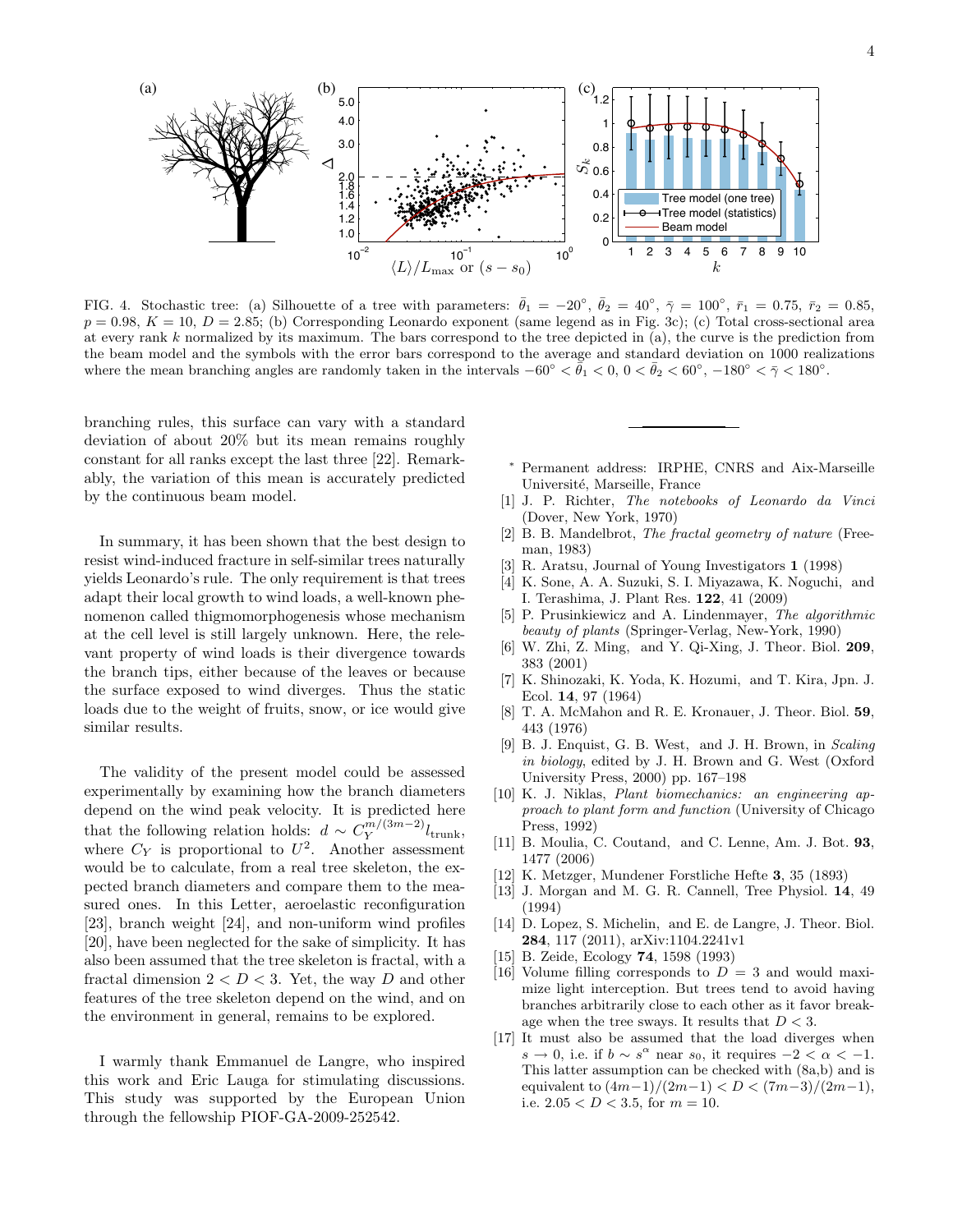FIG. 4. Stochastic tree: (a) Silhouette of a tree with parameters: $\bar{\theta}_1 = -20^\circ$, $\bar{\theta}_2 = 40^\circ$, $\bar{\gamma} = 100^\circ$, $\bar{r}_1 = 0.75$, $\bar{r}_2 = 0.85$, $p = 0.98$, $K = 10$, $D = 2.85$; (b) Corresponding Leonardo exponent (same legend as in Fig. 3c); (c) Total cross-sectional area at every rank $k$ normalized by its maximum. The bars correspond to the tree depicted in (a), the curve is the prediction from the beam model and the symbols with the error bars correspond to the average and standard deviation on 1000 realizations where the mean branching angles are randomly taken in the intervals $-60^\circ < \bar{\theta}_1 < 0$, $0 < \bar{\theta}_2 < 60^\circ$, $-180^\circ < \bar{\gamma} < 180^\circ$.

branching rules, this surface can vary with a standard deviation of about 20% but its mean remains roughly constant for all ranks except the last three [22]. Remarkably, the variation of this mean is accurately predicted by the continuous beam model.

In summary, it has been shown that the best design to resist wind-induced fracture in self-similar trees naturally yields Leonardo's rule. The only requirement is that trees adapt their local growth to wind loads, a well-known phenomenon called thigmomorphogenesis whose mechanism at the cell level is still largely unknown. Here, the relevant property of wind loads is their divergence towards the branch tips, either because of the leaves or because the surface exposed to wind diverges. Thus the static loads due to the weight of fruits, snow, or ice would give similar results.

The validity of the present model could be assessed experimentally by examining how the branch diameters depend on the wind peak velocity. It is predicted here that the following relation holds: $d \sim C_Y^{m/(3m-2)} l_{\rm trunk}$, where $C_Y$ is proportional to $U^2$. Another assessment would be to calculate, from a real tree skeleton, the expected branch diameters and compare them to the measured ones. In this Letter, aeroelastic reconfiguration [23], branch weight [24], and non-uniform wind profiles [20], have been neglected for the sake of simplicity. It has also been assumed that the tree skeleton is fractal, with a fractal dimension $2 < D < 3$. Yet, the way $D$ and other features of the tree skeleton depend on the wind, and on the environment in general, remains to be explored.

I warmly thank Emmanuel de Langre, who inspired this work and Eric Lauga for stimulating discussions. This study was supported by the European Union through the fellowship PIOF-GA-2009-252542.

---

\* Permanent address: IRPHE, CNRS and Aix-Marseille Université, Marseille, France

[1] J. P. Richter, *The notebooks of Leonardo da Vinci* (Dover, New York, 1970)

[2] B. B. Mandelbrot, *The fractal geometry of nature* (Freeman, 1983)

[3] R. Aratsu, Journal of Young Investigators **1** (1998)

[4] K. Sone, A. A. Suzuki, S. I. Miyazawa, K. Noguchi, and I. Terashima, J. Plant Res. **122**, 41 (2009)

[5] P. Prusinkiewicz and A. Lindenmayer, *The algorithmic beauty of plants* (Springer-Verlag, New-York, 1990)

[6] W. Zhi, Z. Ming, and Y. Qi-Xing, J. Theor. Biol. **209**, 383 (2001)

[7] K. Shinozaki, K. Yoda, K. Hozumi, and T. Kira, Jpn. J. Ecol. **14**, 97 (1964)

[8] T. A. McMahon and R. E. Kronauer, J. Theor. Biol. **59**, 443 (1976)

[9] B. J. Enquist, G. B. West, and J. H. Brown, in *Scaling in biology*, edited by J. H. Brown and G. West (Oxford University Press, 2000) pp. 167–198

[10] K. J. Niklas, *Plant biomechanics: an engineering approach to plant form and function* (University of Chicago Press, 1992)

[11] B. Moulia, C. Coutand, and C. Lenne, Am. J. Bot. **93**, 1477 (2006)

[12] K. Metzger, Mundener Forstliche Hefte **3**, 35 (1893)

[13] J. Morgan and M. G. R. Cannell, Tree Physiol. **14**, 49 (1994)

[14] D. Lopez, S. Michelin, and E. de Langre, J. Theor. Biol. **284**, 117 (2011), arXiv:1104.2241v1

[15] B. Zeide, Ecology **74**, 1598 (1993)

[16] Volume filling corresponds to $D = 3$ and would maximize light interception. But trees tend to avoid having branches arbitrarily close to each other as it favor breakage when the tree sways. It results that $D < 3$.

[17] It must also be assumed that the load diverges when $s \to 0$, i.e. if $b \sim s^\alpha$ near $s_0$, it requires $-2 < \alpha < -1$. This latter assumption can be checked with (8a,b) and is equivalent to $(4m-1)/(2m-1) < D < (7m-3)/(2m-1)$, i.e. $2.05 < D < 3.5$, for $m = 10$.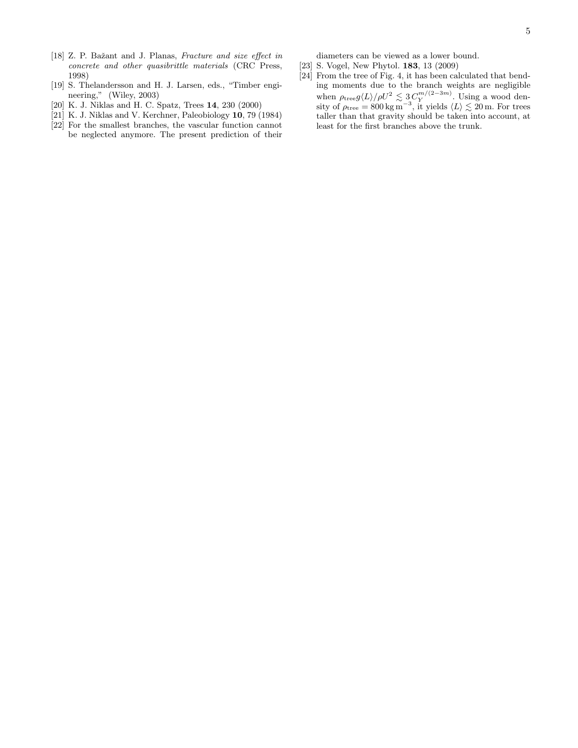[18] Z. P. Bažant and J. Planas, *Fracture and size effect in concrete and other quasibrittle materials* (CRC Press, 1998)

[19] S. Thelandersson and H. J. Larsen, eds., "Timber engineering," (Wiley, 2003)

[20] K. J. Niklas and H. C. Spatz, Trees **14**, 230 (2000)

[21] K. J. Niklas and V. Kerchner, Paleobiology **10**, 79 (1984)

[22] For the smallest branches, the vascular function cannot be neglected anymore. The present prediction of their diameters can be viewed as a lower bound.

[23] S. Vogel, New Phytol. **183**, 13 (2009)

[24] From the tree of Fig. 4, it has been calculated that bending moments due to the branch weights are negligible when $\rho_{\mathrm{tree}} g \langle L \rangle / \rho U^2 \lesssim 3\, C_Y^{m/(2-3m)}$. Using a wood density of $\rho_{\mathrm{tree}} = 800\,\mathrm{kg\,m^{-3}}$, it yields $\langle L \rangle \lesssim 20\,\mathrm{m}$. For trees taller than that gravity should be taken into account, at least for the first branches above the trunk.